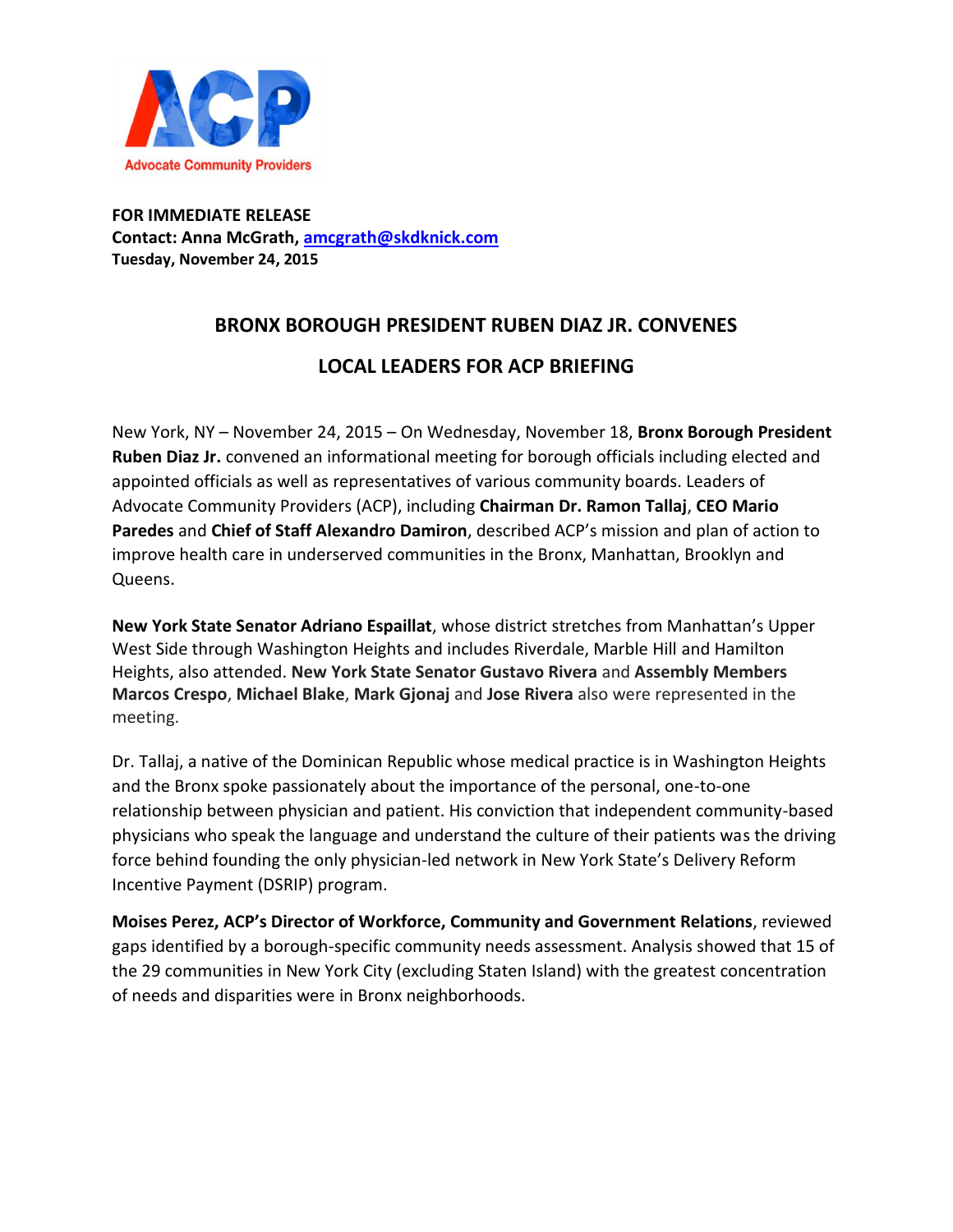ACP

Advocate Community Providers

**FOR IMMEDIATE RELEASE**
**Contact: Anna McGrath, amcgrath@skdknick.com**
**Tuesday, November 24, 2015**

# BRONX BOROUGH PRESIDENT RUBEN DIAZ JR. CONVENES LOCAL LEADERS FOR ACP BRIEFING

New York, NY – November 24, 2015 – On Wednesday, November 18, **Bronx Borough President Ruben Diaz Jr.** convened an informational meeting for borough officials including elected and appointed officials as well as representatives of various community boards. Leaders of Advocate Community Providers (ACP), including **Chairman Dr. Ramon Tallaj**, **CEO Mario Paredes** and **Chief of Staff Alexandro Damiron**, described ACP's mission and plan of action to improve health care in underserved communities in the Bronx, Manhattan, Brooklyn and Queens.

**New York State Senator Adriano Espaillat**, whose district stretches from Manhattan's Upper West Side through Washington Heights and includes Riverdale, Marble Hill and Hamilton Heights, also attended. **New York State Senator Gustavo Rivera** and **Assembly Members Marcos Crespo**, **Michael Blake**, **Mark Gjonaj** and **Jose Rivera** also were represented in the meeting.

Dr. Tallaj, a native of the Dominican Republic whose medical practice is in Washington Heights and the Bronx spoke passionately about the importance of the personal, one-to-one relationship between physician and patient. His conviction that independent community-based physicians who speak the language and understand the culture of their patients was the driving force behind founding the only physician-led network in New York State's Delivery Reform Incentive Payment (DSRIP) program.

**Moises Perez, ACP's Director of Workforce, Community and Government Relations**, reviewed gaps identified by a borough-specific community needs assessment. Analysis showed that 15 of the 29 communities in New York City (excluding Staten Island) with the greatest concentration of needs and disparities were in Bronx neighborhoods.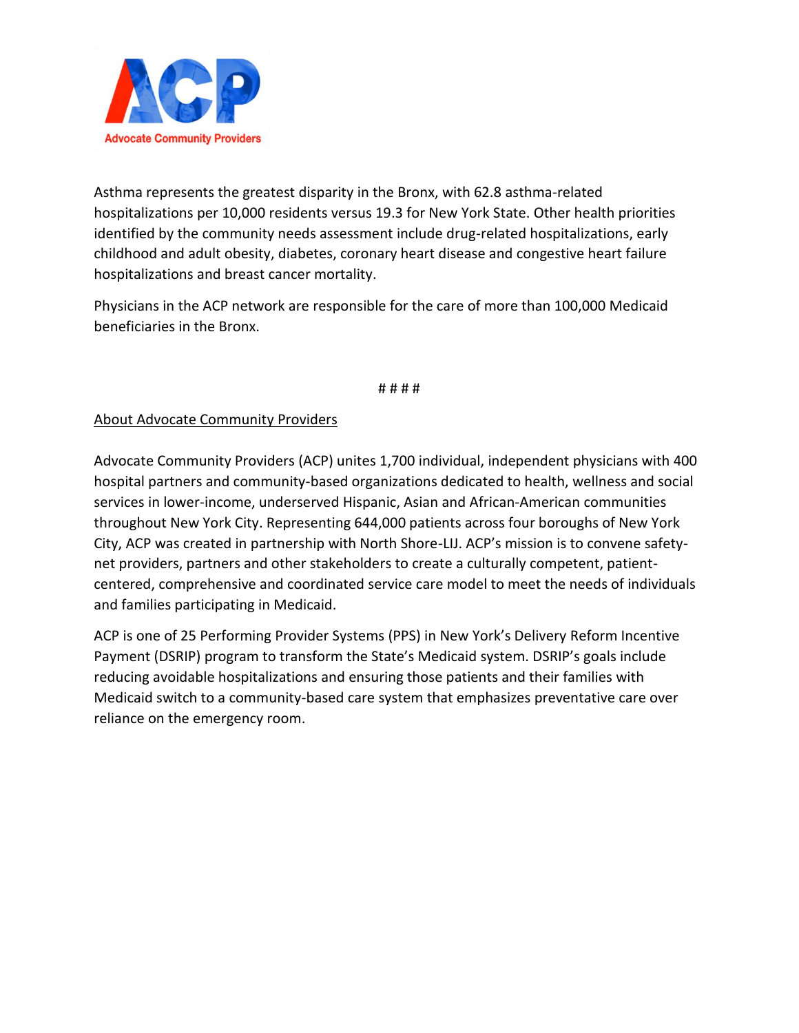Asthma represents the greatest disparity in the Bronx, with 62.8 asthma-related hospitalizations per 10,000 residents versus 19.3 for New York State. Other health priorities identified by the community needs assessment include drug-related hospitalizations, early childhood and adult obesity, diabetes, coronary heart disease and congestive heart failure hospitalizations and breast cancer mortality.

Physicians in the ACP network are responsible for the care of more than 100,000 Medicaid beneficiaries in the Bronx.

# # # #

About Advocate Community Providers

Advocate Community Providers (ACP) unites 1,700 individual, independent physicians with 400 hospital partners and community-based organizations dedicated to health, wellness and social services in lower-income, underserved Hispanic, Asian and African-American communities throughout New York City. Representing 644,000 patients across four boroughs of New York City, ACP was created in partnership with North Shore-LIJ. ACP's mission is to convene safety-net providers, partners and other stakeholders to create a culturally competent, patient-centered, comprehensive and coordinated service care model to meet the needs of individuals and families participating in Medicaid.

ACP is one of 25 Performing Provider Systems (PPS) in New York's Delivery Reform Incentive Payment (DSRIP) program to transform the State's Medicaid system. DSRIP's goals include reducing avoidable hospitalizations and ensuring those patients and their families with Medicaid switch to a community-based care system that emphasizes preventative care over reliance on the emergency room.